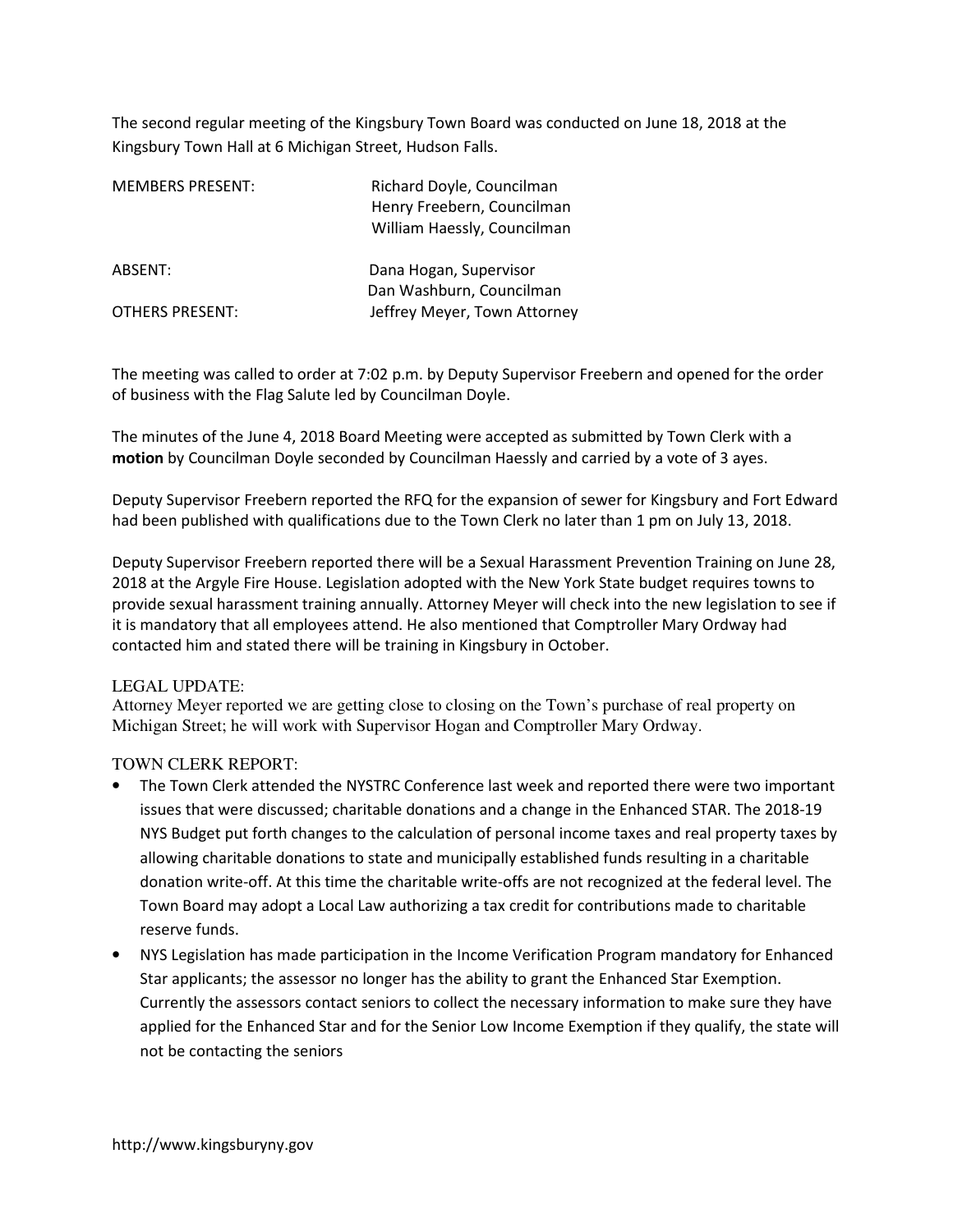The second regular meeting of the Kingsbury Town Board was conducted on June 18, 2018 at the Kingsbury Town Hall at 6 Michigan Street, Hudson Falls.

| | |
|---|---|
| MEMBERS PRESENT: | Richard Doyle, Councilman<br>Henry Freebern, Councilman<br>William Haessly, Councilman |
| ABSENT: | Dana Hogan, Supervisor<br>Dan Washburn, Councilman |
| OTHERS PRESENT: | Jeffrey Meyer, Town Attorney |

The meeting was called to order at 7:02 p.m. by Deputy Supervisor Freebern and opened for the order of business with the Flag Salute led by Councilman Doyle.

The minutes of the June 4, 2018 Board Meeting were accepted as submitted by Town Clerk with a **motion** by Councilman Doyle seconded by Councilman Haessly and carried by a vote of 3 ayes.

Deputy Supervisor Freebern reported the RFQ for the expansion of sewer for Kingsbury and Fort Edward had been published with qualifications due to the Town Clerk no later than 1 pm on July 13, 2018.

Deputy Supervisor Freebern reported there will be a Sexual Harassment Prevention Training on June 28, 2018 at the Argyle Fire House. Legislation adopted with the New York State budget requires towns to provide sexual harassment training annually. Attorney Meyer will check into the new legislation to see if it is mandatory that all employees attend. He also mentioned that Comptroller Mary Ordway had contacted him and stated there will be training in Kingsbury in October.

LEGAL UPDATE:
Attorney Meyer reported we are getting close to closing on the Town's purchase of real property on Michigan Street; he will work with Supervisor Hogan and Comptroller Mary Ordway.

TOWN CLERK REPORT:

- The Town Clerk attended the NYSTRC Conference last week and reported there were two important issues that were discussed; charitable donations and a change in the Enhanced STAR. The 2018-19 NYS Budget put forth changes to the calculation of personal income taxes and real property taxes by allowing charitable donations to state and municipally established funds resulting in a charitable donation write-off. At this time the charitable write-offs are not recognized at the federal level. The Town Board may adopt a Local Law authorizing a tax credit for contributions made to charitable reserve funds.
- NYS Legislation has made participation in the Income Verification Program mandatory for Enhanced Star applicants; the assessor no longer has the ability to grant the Enhanced Star Exemption. Currently the assessors contact seniors to collect the necessary information to make sure they have applied for the Enhanced Star and for the Senior Low Income Exemption if they qualify, the state will not be contacting the seniors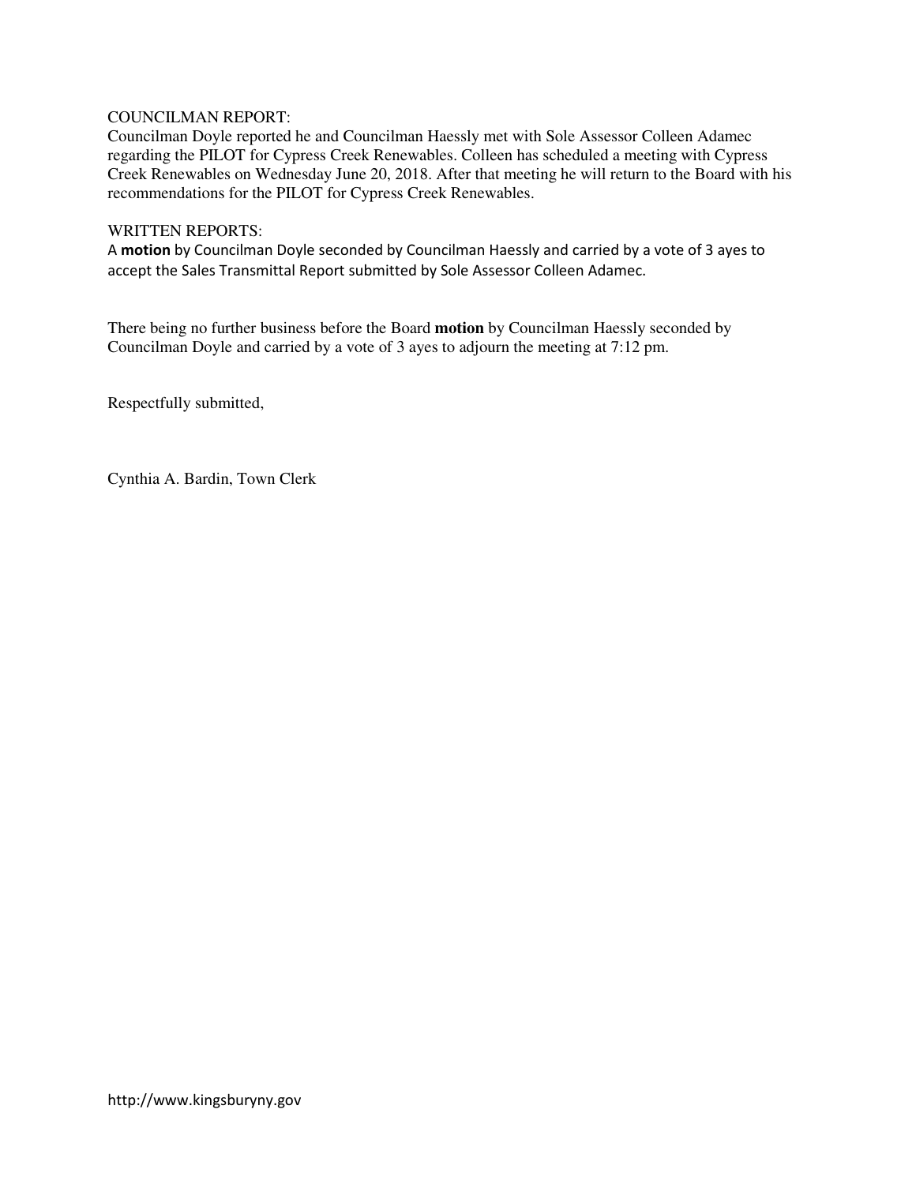COUNCILMAN REPORT:
Councilman Doyle reported he and Councilman Haessly met with Sole Assessor Colleen Adamec regarding the PILOT for Cypress Creek Renewables. Colleen has scheduled a meeting with Cypress Creek Renewables on Wednesday June 20, 2018. After that meeting he will return to the Board with his recommendations for the PILOT for Cypress Creek Renewables.

WRITTEN REPORTS:
A **motion** by Councilman Doyle seconded by Councilman Haessly and carried by a vote of 3 ayes to accept the Sales Transmittal Report submitted by Sole Assessor Colleen Adamec.

There being no further business before the Board **motion** by Councilman Haessly seconded by Councilman Doyle and carried by a vote of 3 ayes to adjourn the meeting at 7:12 pm.

Respectfully submitted,

Cynthia A. Bardin, Town Clerk